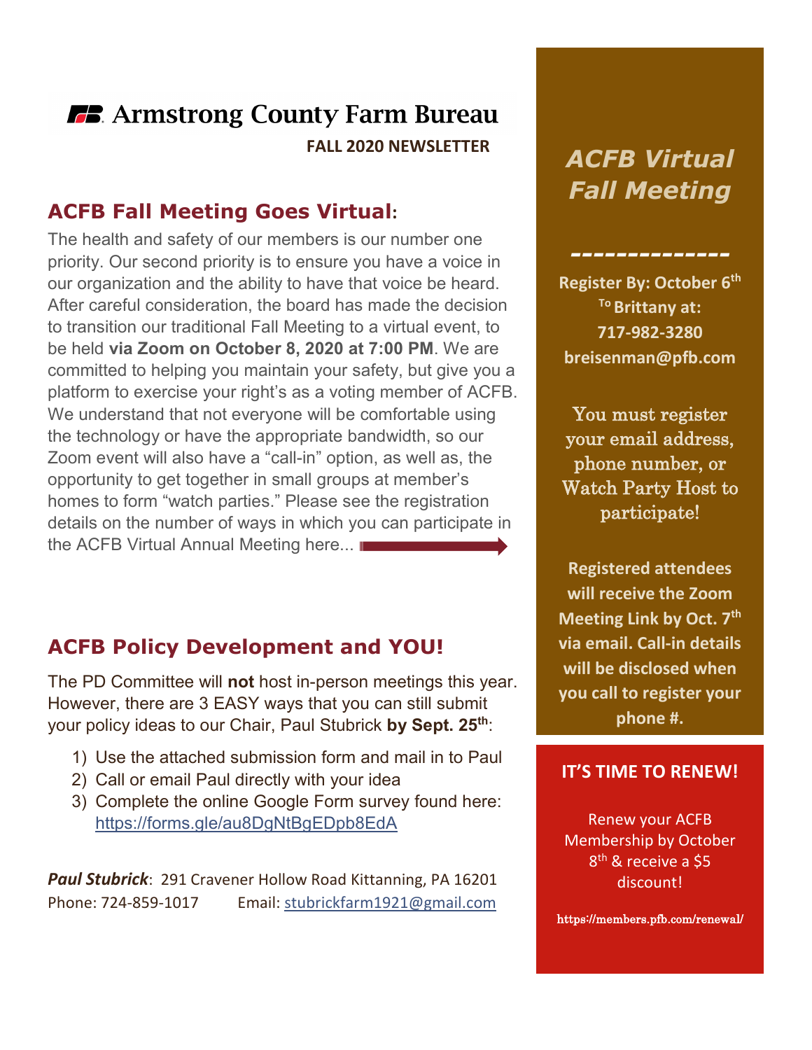# Armstrong County Farm Bureau

**FALL 2020 NEWSLETTER**

## ACFB Fall Meeting Goes Virtual:

The health and safety of our members is our number one priority. Our second priority is to ensure you have a voice in our organization and the ability to have that voice be heard. After careful consideration, the board has made the decision to transition our traditional Fall Meeting to a virtual event, to be held **via Zoom on October 8, 2020 at 7:00 PM**. We are committed to helping you maintain your safety, but give you a platform to exercise your right's as a voting member of ACFB. We understand that not everyone will be comfortable using the technology or have the appropriate bandwidth, so our Zoom event will also have a "call-in" option, as well as, the opportunity to get together in small groups at member's homes to form "watch parties." Please see the registration details on the number of ways in which you can participate in the ACFB Virtual Annual Meeting here...

## ACFB Policy Development and YOU!

The PD Committee will **not** host in-person meetings this year. However, there are 3 EASY ways that you can still submit your policy ideas to our Chair, Paul Stubrick **by Sept. 25th**:

1) Use the attached submission form and mail in to Paul
2) Call or email Paul directly with your idea
3) Complete the online Google Form survey found here: https://forms.gle/au8DgNtBgEDpb8EdA

***Paul Stubrick***: 291 Cravener Hollow Road Kittanning, PA 16201
Phone: 724-859-1017 Email: stubrickfarm1921@gmail.com

## *ACFB Virtual Fall Meeting*

**Register By: October 6th To Brittany at:**
**717-982-3280**
**breisenman@pfb.com**

You must register your email address, phone number, or Watch Party Host to participate!

**Registered attendees will receive the Zoom Meeting Link by Oct. 7th via email. Call-in details will be disclosed when you call to register your phone #.**

### IT'S TIME TO RENEW!

Renew your ACFB Membership by October 8th & receive a $5 discount!

https://members.pfb.com/renewal/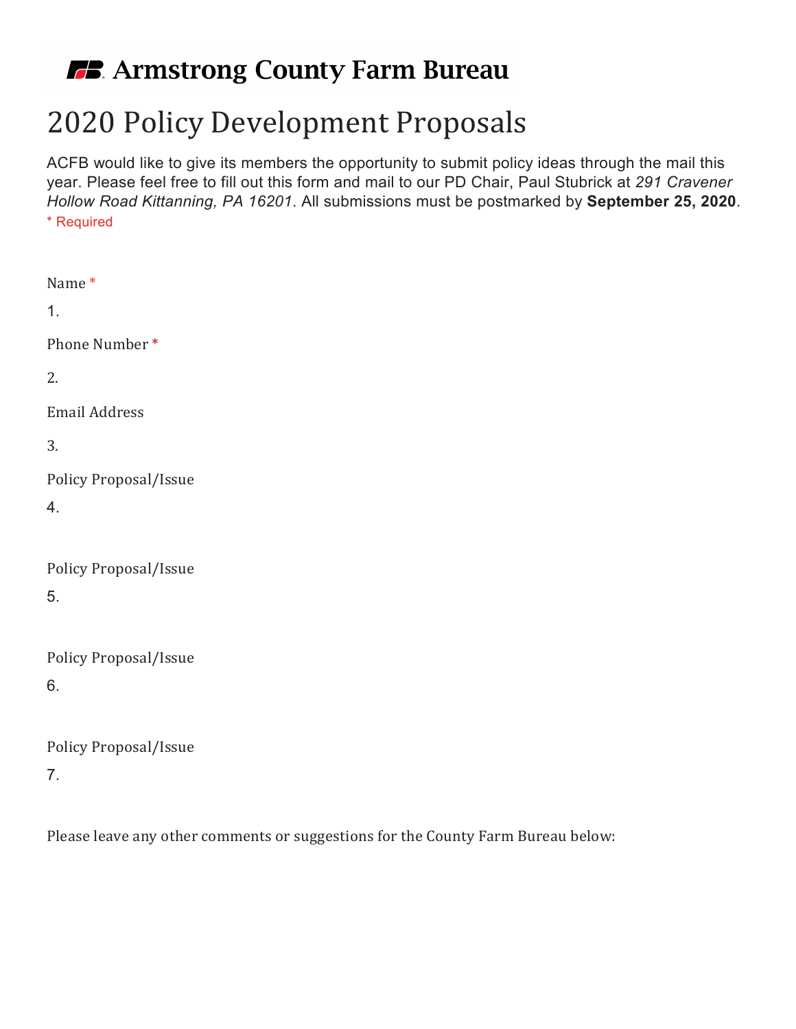# Armstrong County Farm Bureau

## 2020 Policy Development Proposals

ACFB would like to give its members the opportunity to submit policy ideas through the mail this year. Please feel free to fill out this form and mail to our PD Chair, Paul Stubrick at *291 Cravener Hollow Road Kittanning, PA 16201*. All submissions must be postmarked by **September 25, 2020**.

\* Required

Name *

1.

Phone Number *

2.

Email Address

3.

Policy Proposal/Issue

4.

Policy Proposal/Issue

5.

Policy Proposal/Issue

6.

Policy Proposal/Issue

7.

Please leave any other comments or suggestions for the County Farm Bureau below: